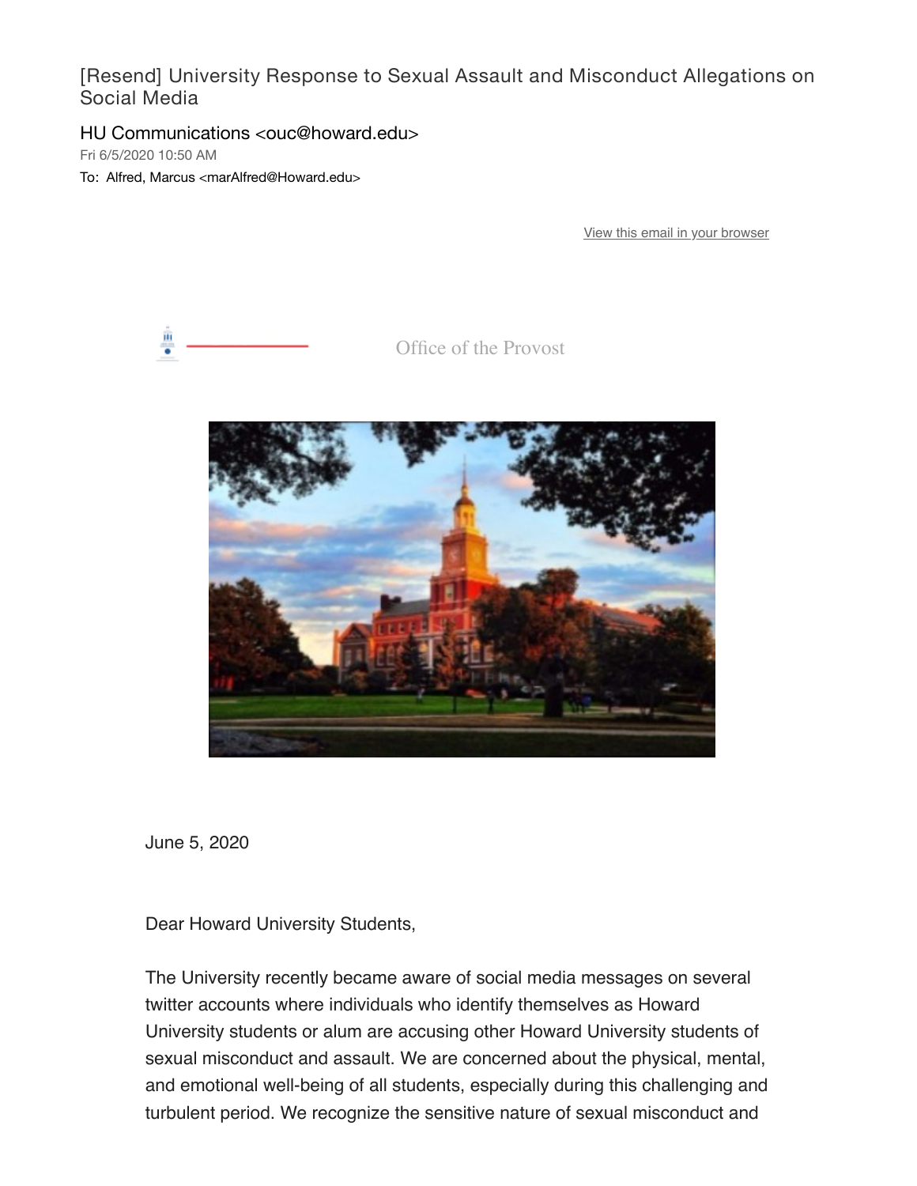# [Resend] University Response to Sexual Assault and Misconduct Allegations on Social Media

HU Communications <ouc@howard.edu>
Fri 6/5/2020 10:50 AM
To: Alfred, Marcus <marAlfred@Howard.edu>

View this email in your browser

Office of the Provost

June 5, 2020

Dear Howard University Students,

The University recently became aware of social media messages on several twitter accounts where individuals who identify themselves as Howard University students or alum are accusing other Howard University students of sexual misconduct and assault. We are concerned about the physical, mental, and emotional well-being of all students, especially during this challenging and turbulent period. We recognize the sensitive nature of sexual misconduct and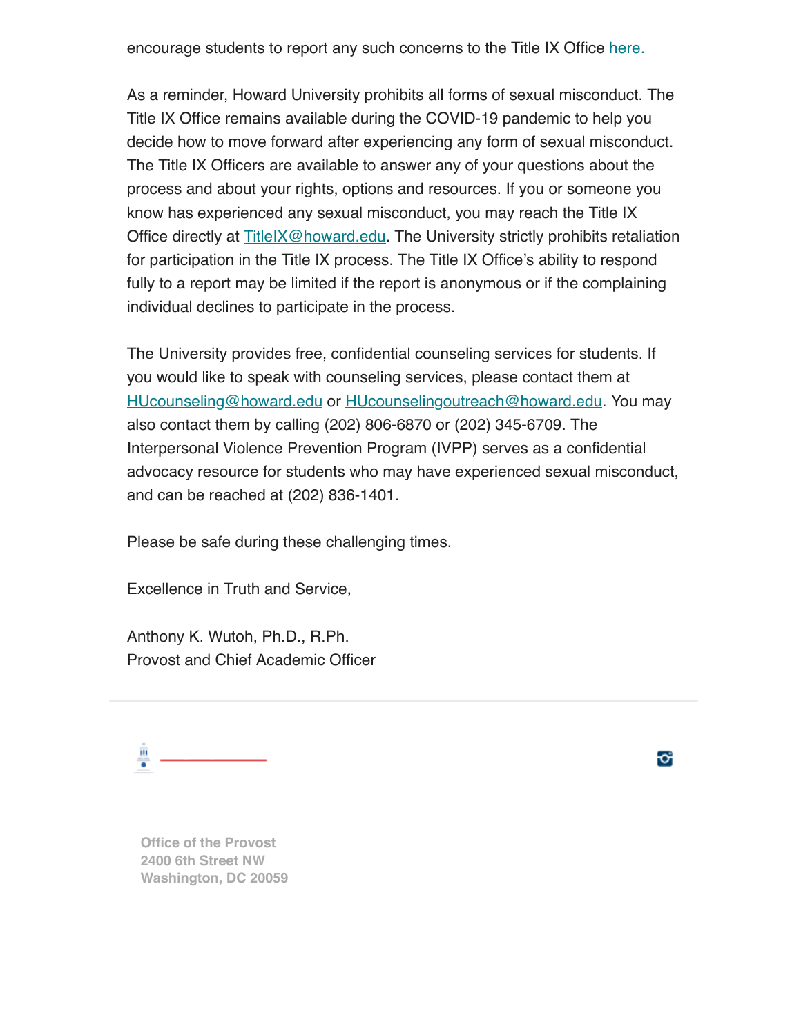encourage students to report any such concerns to the Title IX Office here.

As a reminder, Howard University prohibits all forms of sexual misconduct. The Title IX Office remains available during the COVID-19 pandemic to help you decide how to move forward after experiencing any form of sexual misconduct. The Title IX Officers are available to answer any of your questions about the process and about your rights, options and resources. If you or someone you know has experienced any sexual misconduct, you may reach the Title IX Office directly at TitleIX@howard.edu. The University strictly prohibits retaliation for participation in the Title IX process. The Title IX Office's ability to respond fully to a report may be limited if the report is anonymous or if the complaining individual declines to participate in the process.

The University provides free, confidential counseling services for students. If you would like to speak with counseling services, please contact them at HUcounseling@howard.edu or HUcounselingoutreach@howard.edu. You may also contact them by calling (202) 806-6870 or (202) 345-6709. The Interpersonal Violence Prevention Program (IVPP) serves as a confidential advocacy resource for students who may have experienced sexual misconduct, and can be reached at (202) 836-1401.

Please be safe during these challenging times.

Excellence in Truth and Service,

Anthony K. Wutoh, Ph.D., R.Ph.
Provost and Chief Academic Officer

---

**Office of the Provost**
**2400 6th Street NW**
**Washington, DC 20059**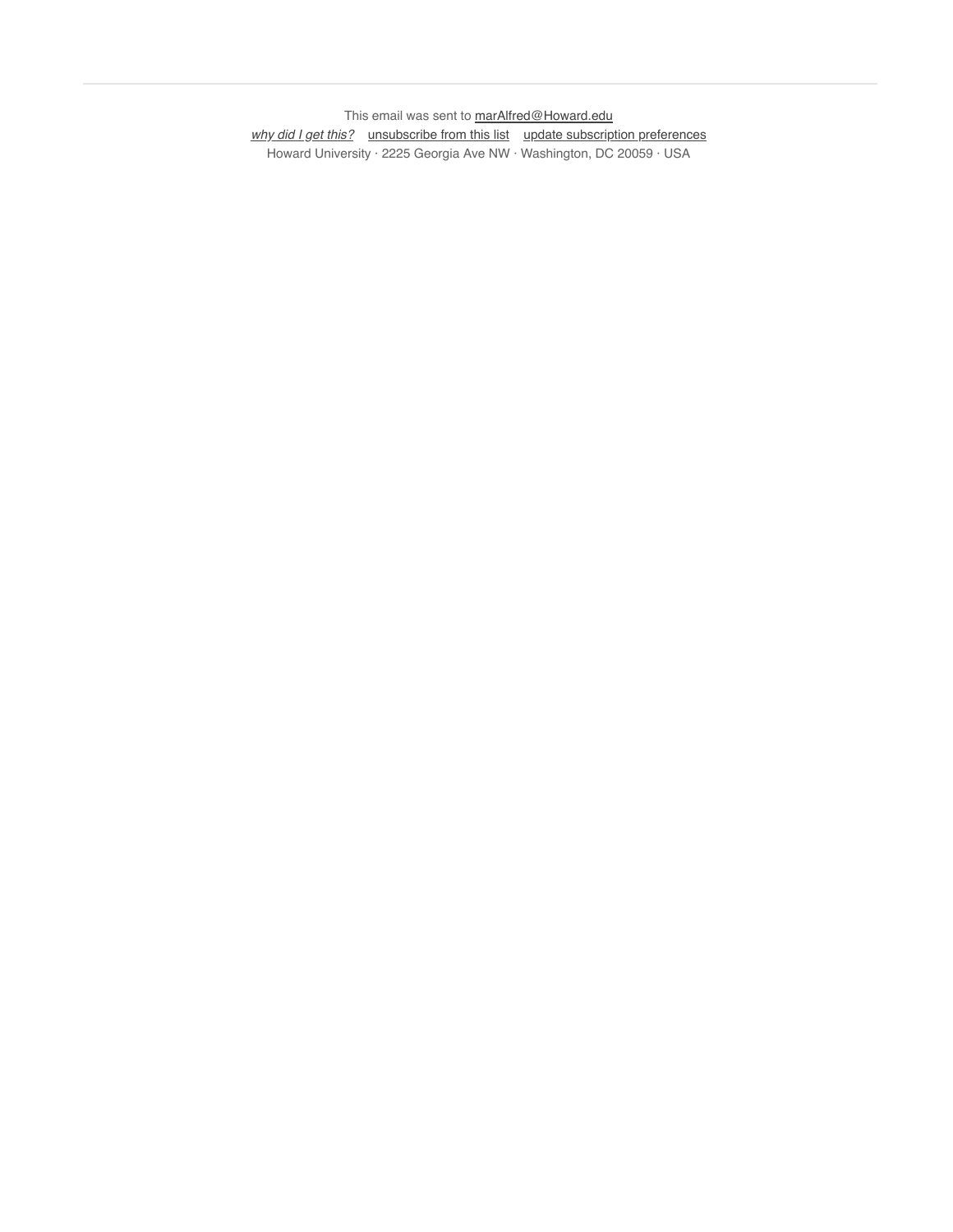---

This email was sent to marAlfred@Howard.edu

*why did I get this?* unsubscribe from this list update subscription preferences

Howard University · 2225 Georgia Ave NW · Washington, DC 20059 · USA